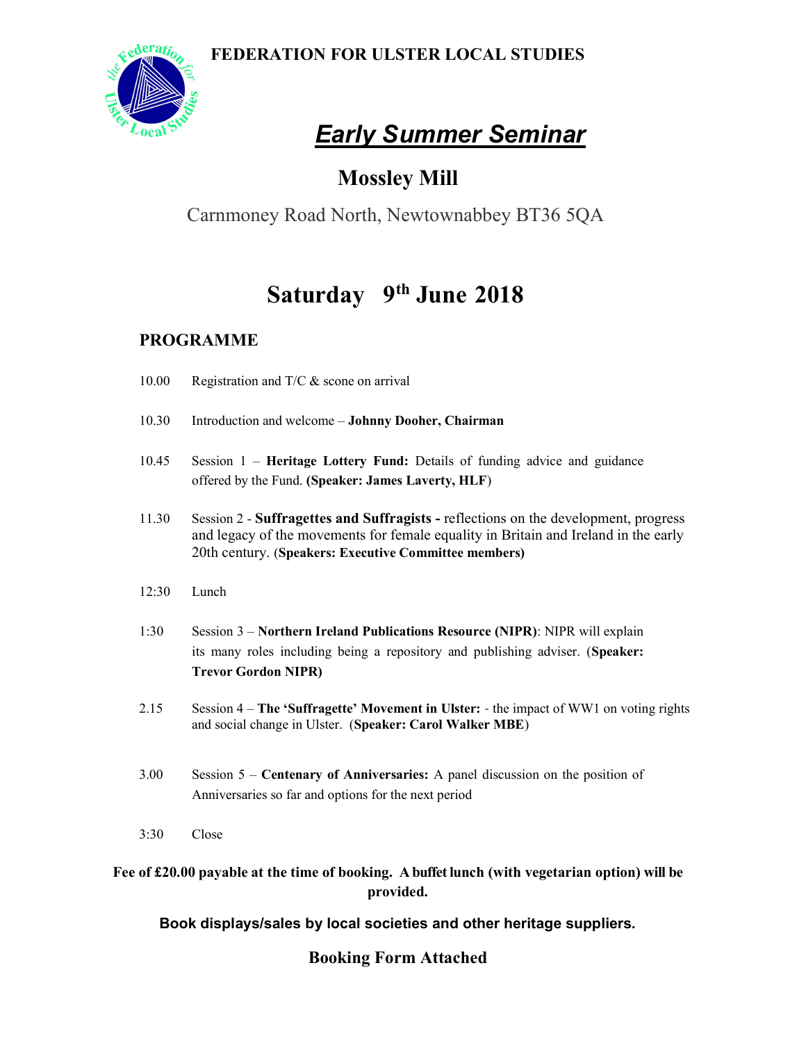# FEDERATION FOR ULSTER LOCAL STUDIES

## *Early Summer Seminar*

## Mossley Mill

Carnmoney Road North, Newtownabbey BT36 5QA

## Saturday 9th June 2018

### PROGRAMME

10.00 Registration and T/C & scone on arrival

10.30 Introduction and welcome – **Johnny Dooher, Chairman**

10.45 Session 1 – **Heritage Lottery Fund:** Details of funding advice and guidance offered by the Fund. **(Speaker: James Laverty, HLF**)

11.30 Session 2 - **Suffragettes and Suffragists -** reflections on the development, progress and legacy of the movements for female equality in Britain and Ireland in the early 20th century. (**Speakers: Executive Committee members)**

12:30 Lunch

1:30 Session 3 – **Northern Ireland Publications Resource (NIPR)**: NIPR will explain its many roles including being a repository and publishing adviser. (**Speaker: Trevor Gordon NIPR)**

2.15 Session 4 – **The 'Suffragette' Movement in Ulster:** - the impact of WW1 on voting rights and social change in Ulster. (**Speaker: Carol Walker MBE**)

3.00 Session 5 – **Centenary of Anniversaries:** A panel discussion on the position of Anniversaries so far and options for the next period

3:30 Close

**Fee of £20.00 payable at the time of booking. A buffet lunch (with vegetarian option) will be provided.**

**Book displays/sales by local societies and other heritage suppliers.**

**Booking Form Attached**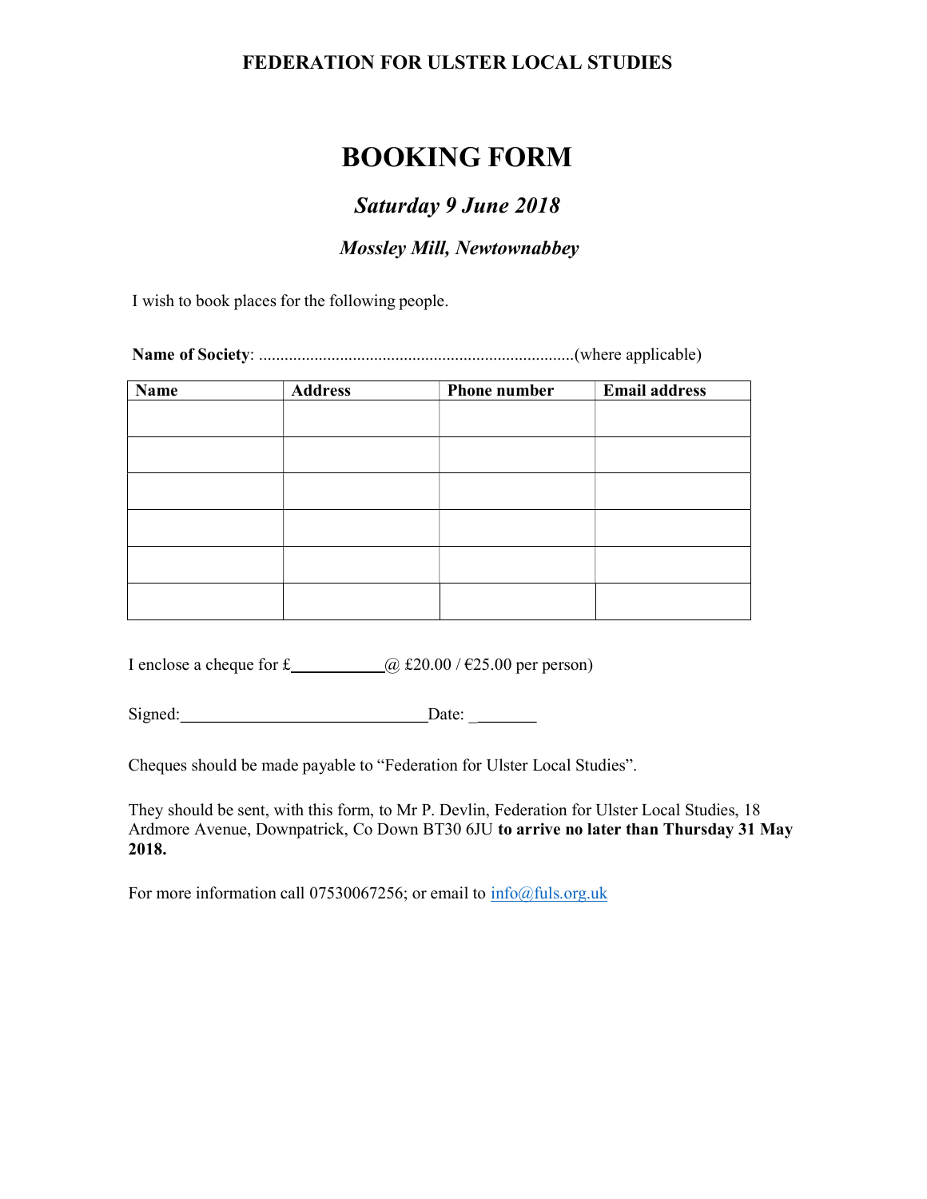**FEDERATION FOR ULSTER LOCAL STUDIES**

# BOOKING FORM

## *Saturday 9 June 2018*

### *Mossley Mill, Newtownabbey*

I wish to book places for the following people.

**Name of Society**: .........................................................................(where applicable)

| Name | Address | Phone number | Email address |
|---|---|---|---|
| | | | |
| | | | |
| | | | |
| | | | |
| | | | |
| | | | |

I enclose a cheque for £\_\_\_\_\_\_\_\_\_\_\_@ £20.00 / €25.00 per person)

Signed:\_\_\_\_\_\_\_\_\_\_\_\_\_\_\_\_\_\_\_\_\_\_\_\_\_\_\_\_\_Date: \_\_\_\_\_\_\_\_

Cheques should be made payable to "Federation for Ulster Local Studies".

They should be sent, with this form, to Mr P. Devlin, Federation for Ulster Local Studies, 18 Ardmore Avenue, Downpatrick, Co Down BT30 6JU **to arrive no later than Thursday 31 May 2018.**

For more information call 07530067256; or email to info@fuls.org.uk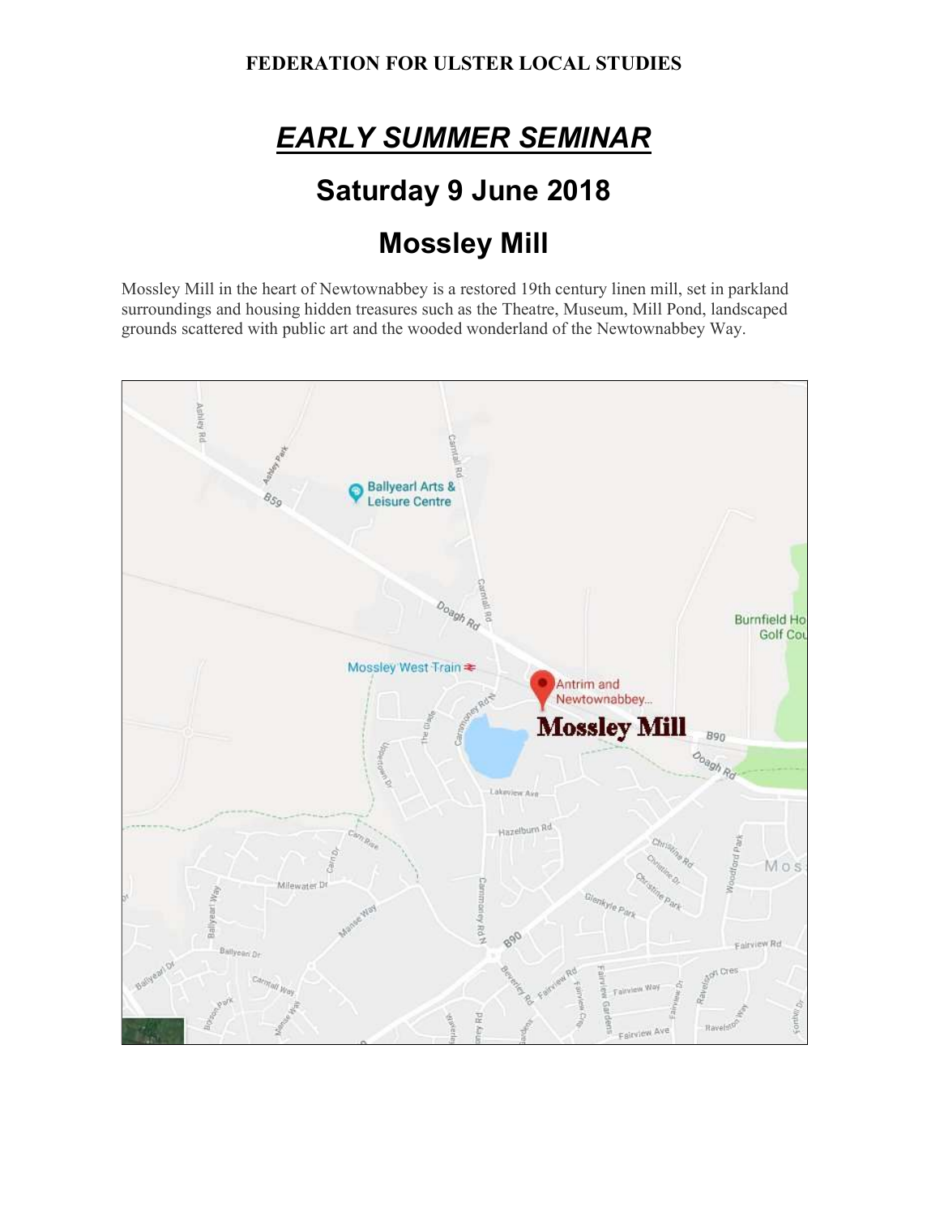**FEDERATION FOR ULSTER LOCAL STUDIES**

# ***EARLY SUMMER SEMINAR***

## Saturday 9 June 2018

## Mossley Mill

Mossley Mill in the heart of Newtownabbey is a restored 19th century linen mill, set in parkland surroundings and housing hidden treasures such as the Theatre, Museum, Mill Pond, landscaped grounds scattered with public art and the wooded wonderland of the Newtownabbey Way.

Ballyearl Arts & Leisure Centre

Mossley West Train

Antrim and Newtownabbey...

**Mossley Mill**

Burnfield Ho Golf Cou

B59

B90

Doagh Rd

Carntall Rd

Carnmoney Rd N

Lakeview Ave

Hazelburn Rd

Milewater Dr

Manse Way

Ballyearl Way

Ballyearl Dr

Christine Rd

Christine Dr

Christine Park

Glenkyle Park

Woodford Park

Fairview Rd

Fairview Way

Fairview Ave

Fairview Gardens

Ashley Park

Ashley Rd

The Glebe

Upperlands Dr

Cairn Dr

Carn Rise

Carntall Way

Beverley Rd

Ravelston Way

Mos